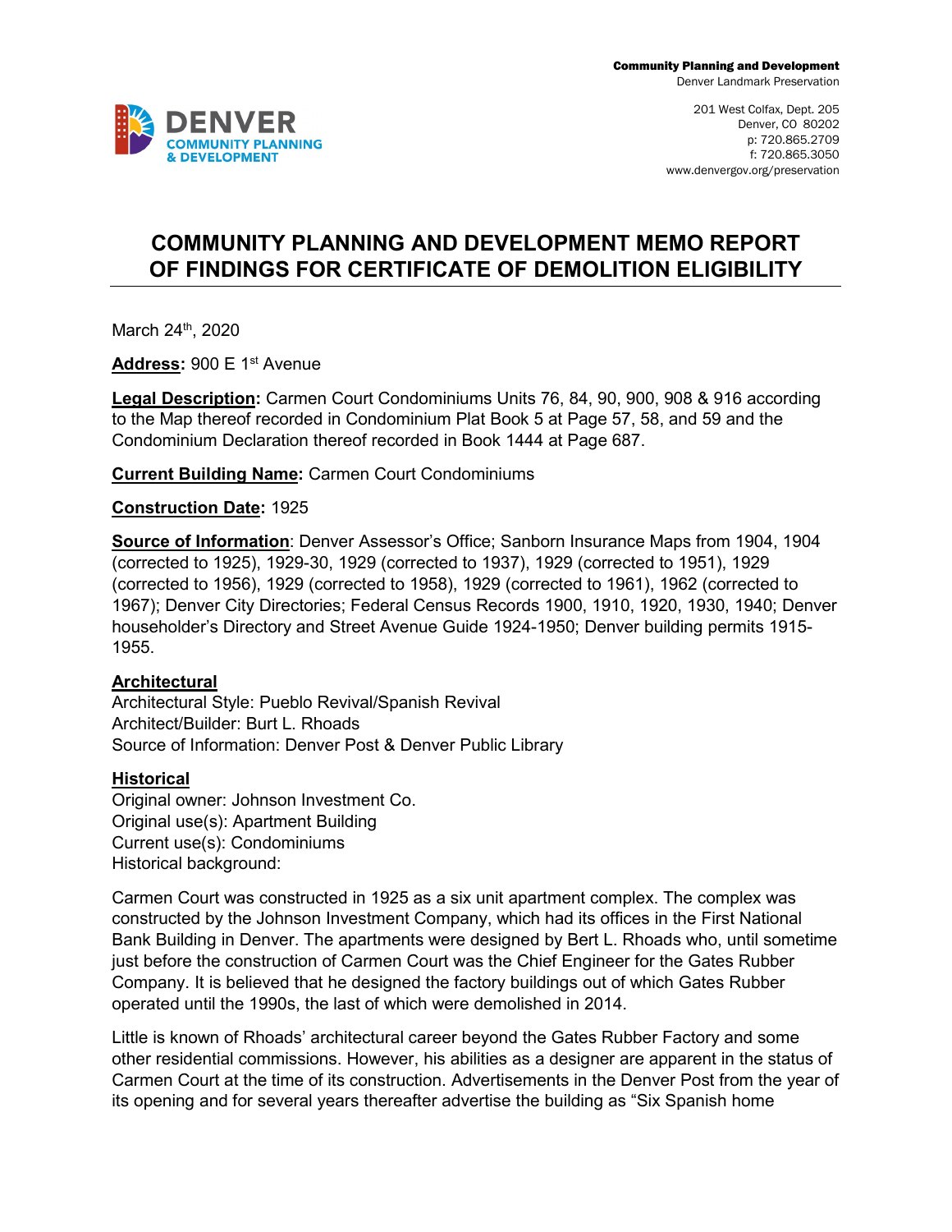Community Planning and Development
Denver Landmark Preservation

201 West Colfax, Dept. 205
Denver, CO 80202
p: 720.865.2709
f: 720.865.3050
www.denvergov.org/preservation

# COMMUNITY PLANNING AND DEVELOPMENT MEMO REPORT OF FINDINGS FOR CERTIFICATE OF DEMOLITION ELIGIBILITY

March 24th, 2020

**Address:** 900 E 1st Avenue

**Legal Description:** Carmen Court Condominiums Units 76, 84, 90, 900, 908 & 916 according to the Map thereof recorded in Condominium Plat Book 5 at Page 57, 58, and 59 and the Condominium Declaration thereof recorded in Book 1444 at Page 687.

**Current Building Name:** Carmen Court Condominiums

**Construction Date:** 1925

**Source of Information**: Denver Assessor's Office; Sanborn Insurance Maps from 1904, 1904 (corrected to 1925), 1929-30, 1929 (corrected to 1937), 1929 (corrected to 1951), 1929 (corrected to 1956), 1929 (corrected to 1958), 1929 (corrected to 1961), 1962 (corrected to 1967); Denver City Directories; Federal Census Records 1900, 1910, 1920, 1930, 1940; Denver householder's Directory and Street Avenue Guide 1924-1950; Denver building permits 1915-1955.

**Architectural**
Architectural Style: Pueblo Revival/Spanish Revival
Architect/Builder: Burt L. Rhoads
Source of Information: Denver Post & Denver Public Library

**Historical**
Original owner: Johnson Investment Co.
Original use(s): Apartment Building
Current use(s): Condominiums
Historical background:

Carmen Court was constructed in 1925 as a six unit apartment complex. The complex was constructed by the Johnson Investment Company, which had its offices in the First National Bank Building in Denver. The apartments were designed by Bert L. Rhoads who, until sometime just before the construction of Carmen Court was the Chief Engineer for the Gates Rubber Company. It is believed that he designed the factory buildings out of which Gates Rubber operated until the 1990s, the last of which were demolished in 2014.

Little is known of Rhoads' architectural career beyond the Gates Rubber Factory and some other residential commissions. However, his abilities as a designer are apparent in the status of Carmen Court at the time of its construction. Advertisements in the Denver Post from the year of its opening and for several years thereafter advertise the building as "Six Spanish home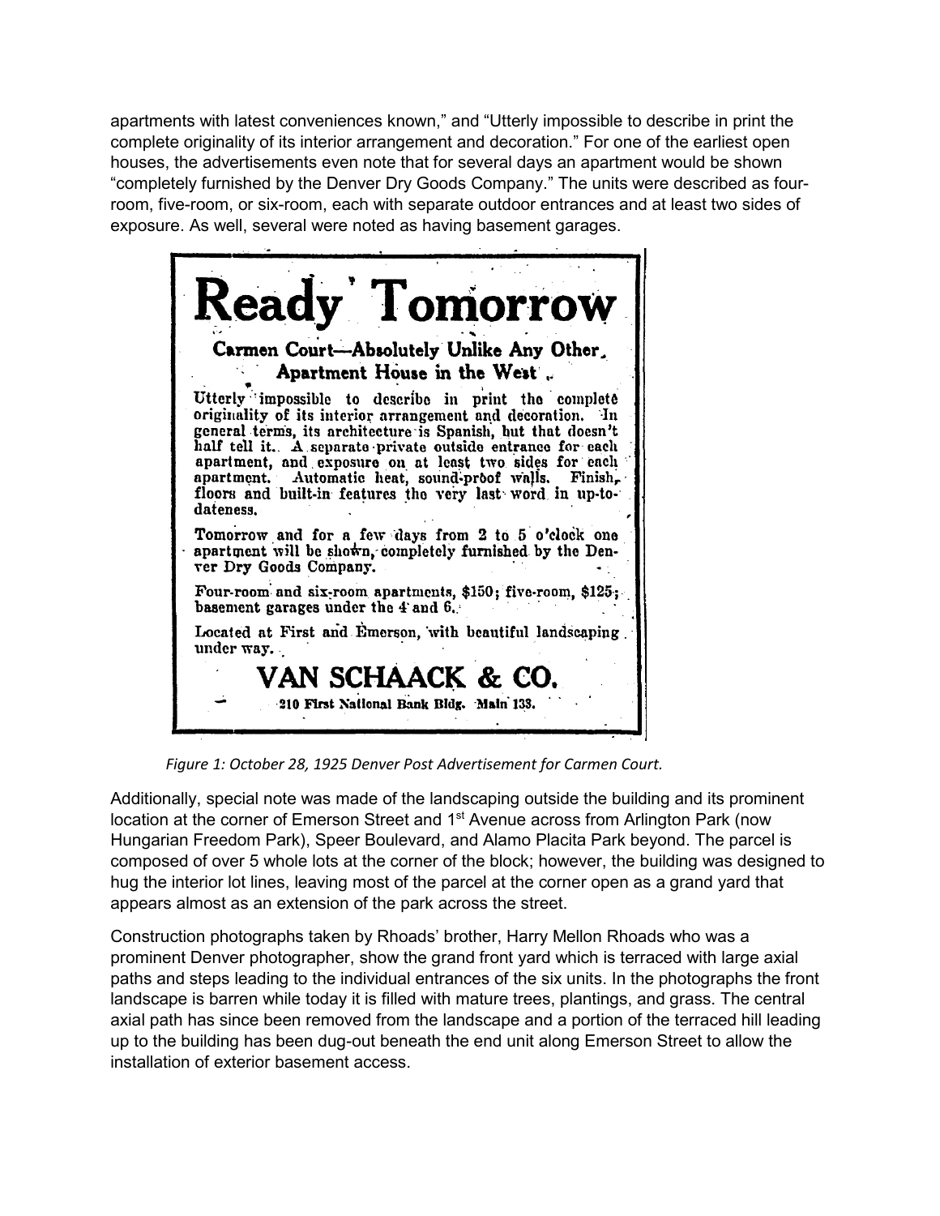apartments with latest conveniences known," and "Utterly impossible to describe in print the complete originality of its interior arrangement and decoration." For one of the earliest open houses, the advertisements even note that for several days an apartment would be shown "completely furnished by the Denver Dry Goods Company." The units were described as four-room, five-room, or six-room, each with separate outdoor entrances and at least two sides of exposure. As well, several were noted as having basement garages.

# Ready Tomorrow

**Carmen Court—Absolutely Unlike Any Other Apartment House in the West.**

Utterly impossible to describe in print the complete originality of its interior arrangement and decoration. In general terms, its architecture is Spanish, but that doesn't half tell it. A separate private outside entrance for each apartment, and exposure on at least two sides for each apartment. Automatic heat, sound-proof walls. Finish, floors and built-in features the very last word in up-to-dateness.

Tomorrow and for a few days from 2 to 5 o'clock one apartment will be shown, completely furnished by the Denver Dry Goods Company.

Four-room and six-room apartments, $150; five-room, $125; basement garages under the 4 and 6.

Located at First and Emerson, with beautiful landscaping under way.

**VAN SCHAACK & CO.**

210 First National Bank Bldg. Main 133.

*Figure 1: October 28, 1925 Denver Post Advertisement for Carmen Court.*

Additionally, special note was made of the landscaping outside the building and its prominent location at the corner of Emerson Street and 1st Avenue across from Arlington Park (now Hungarian Freedom Park), Speer Boulevard, and Alamo Placita Park beyond. The parcel is composed of over 5 whole lots at the corner of the block; however, the building was designed to hug the interior lot lines, leaving most of the parcel at the corner open as a grand yard that appears almost as an extension of the park across the street.

Construction photographs taken by Rhoads' brother, Harry Mellon Rhoads who was a prominent Denver photographer, show the grand front yard which is terraced with large axial paths and steps leading to the individual entrances of the six units. In the photographs the front landscape is barren while today it is filled with mature trees, plantings, and grass. The central axial path has since been removed from the landscape and a portion of the terraced hill leading up to the building has been dug-out beneath the end unit along Emerson Street to allow the installation of exterior basement access.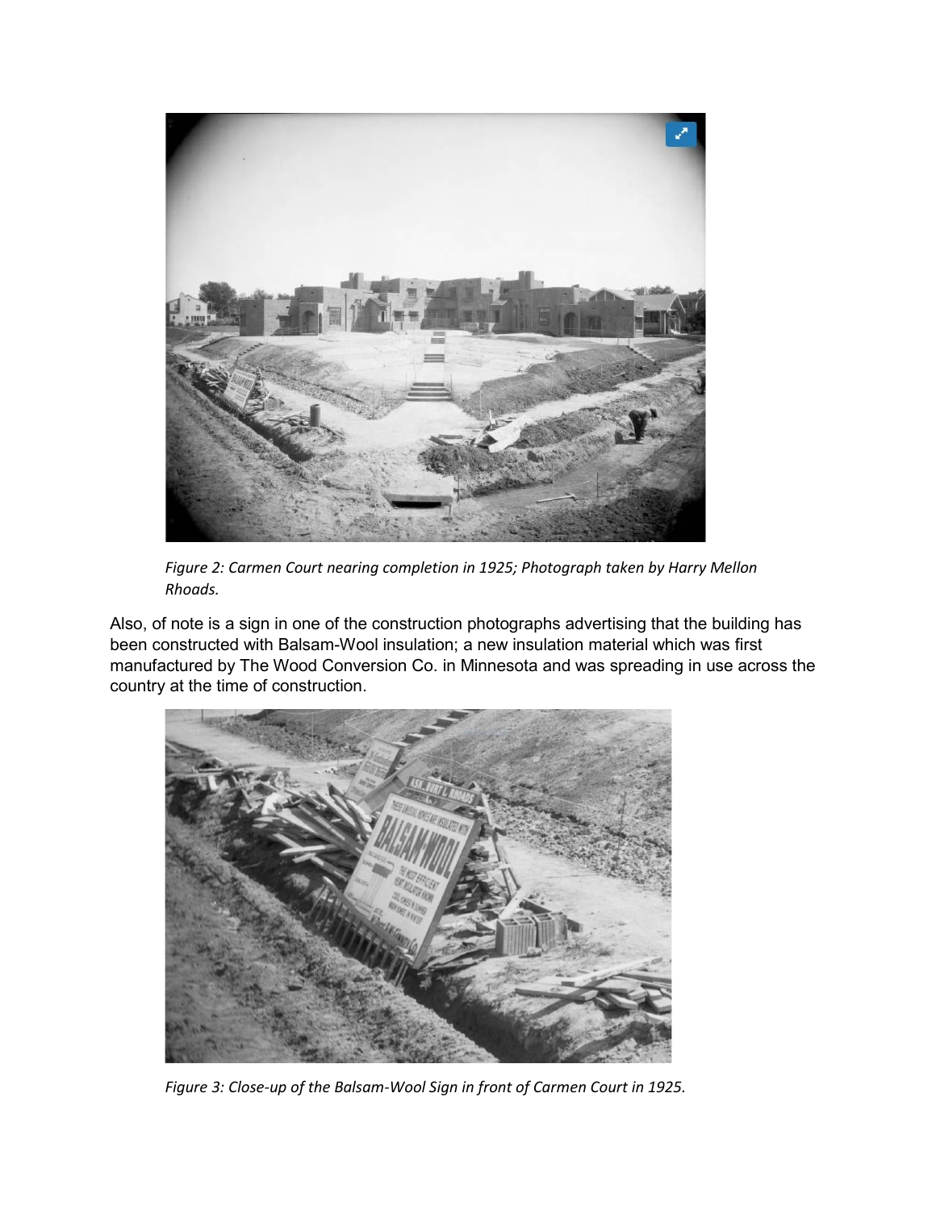*Figure 2: Carmen Court nearing completion in 1925; Photograph taken by Harry Mellon Rhoads.*

Also, of note is a sign in one of the construction photographs advertising that the building has been constructed with Balsam-Wool insulation; a new insulation material which was first manufactured by The Wood Conversion Co. in Minnesota and was spreading in use across the country at the time of construction.

*Figure 3: Close-up of the Balsam-Wool Sign in front of Carmen Court in 1925.*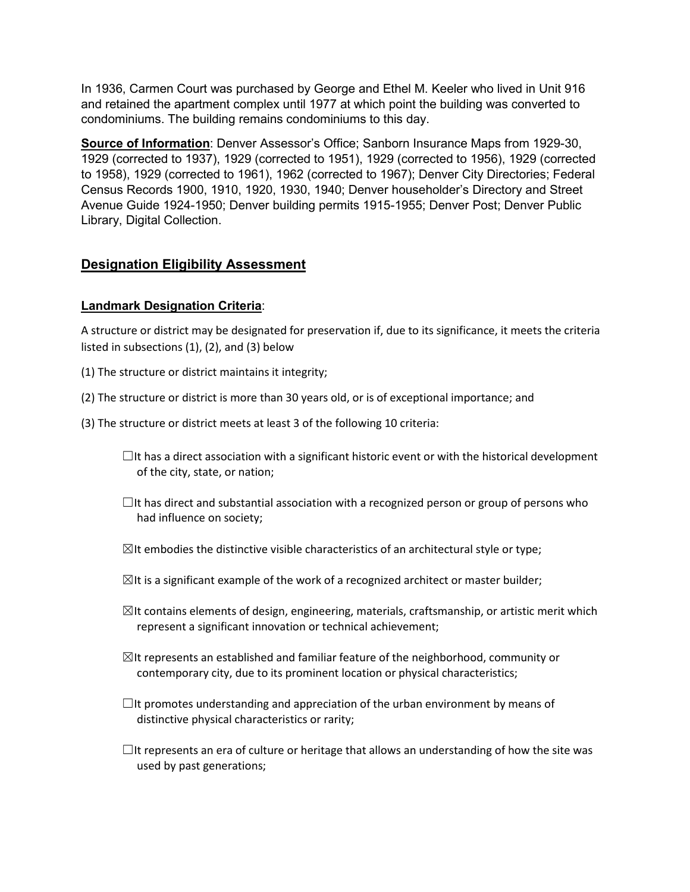In 1936, Carmen Court was purchased by George and Ethel M. Keeler who lived in Unit 916 and retained the apartment complex until 1977 at which point the building was converted to condominiums. The building remains condominiums to this day.

**Source of Information**: Denver Assessor's Office; Sanborn Insurance Maps from 1929-30, 1929 (corrected to 1937), 1929 (corrected to 1951), 1929 (corrected to 1956), 1929 (corrected to 1958), 1929 (corrected to 1961), 1962 (corrected to 1967); Denver City Directories; Federal Census Records 1900, 1910, 1920, 1930, 1940; Denver householder's Directory and Street Avenue Guide 1924-1950; Denver building permits 1915-1955; Denver Post; Denver Public Library, Digital Collection.

## Designation Eligibility Assessment

**Landmark Designation Criteria**:

A structure or district may be designated for preservation if, due to its significance, it meets the criteria listed in subsections (1), (2), and (3) below

(1) The structure or district maintains it integrity;

(2) The structure or district is more than 30 years old, or is of exceptional importance; and

(3) The structure or district meets at least 3 of the following 10 criteria:

- ☐It has a direct association with a significant historic event or with the historical development of the city, state, or nation;
- ☐It has direct and substantial association with a recognized person or group of persons who had influence on society;
- ☒It embodies the distinctive visible characteristics of an architectural style or type;
- ☒It is a significant example of the work of a recognized architect or master builder;
- ☒It contains elements of design, engineering, materials, craftsmanship, or artistic merit which represent a significant innovation or technical achievement;
- ☒It represents an established and familiar feature of the neighborhood, community or contemporary city, due to its prominent location or physical characteristics;
- ☐It promotes understanding and appreciation of the urban environment by means of distinctive physical characteristics or rarity;
- ☐It represents an era of culture or heritage that allows an understanding of how the site was used by past generations;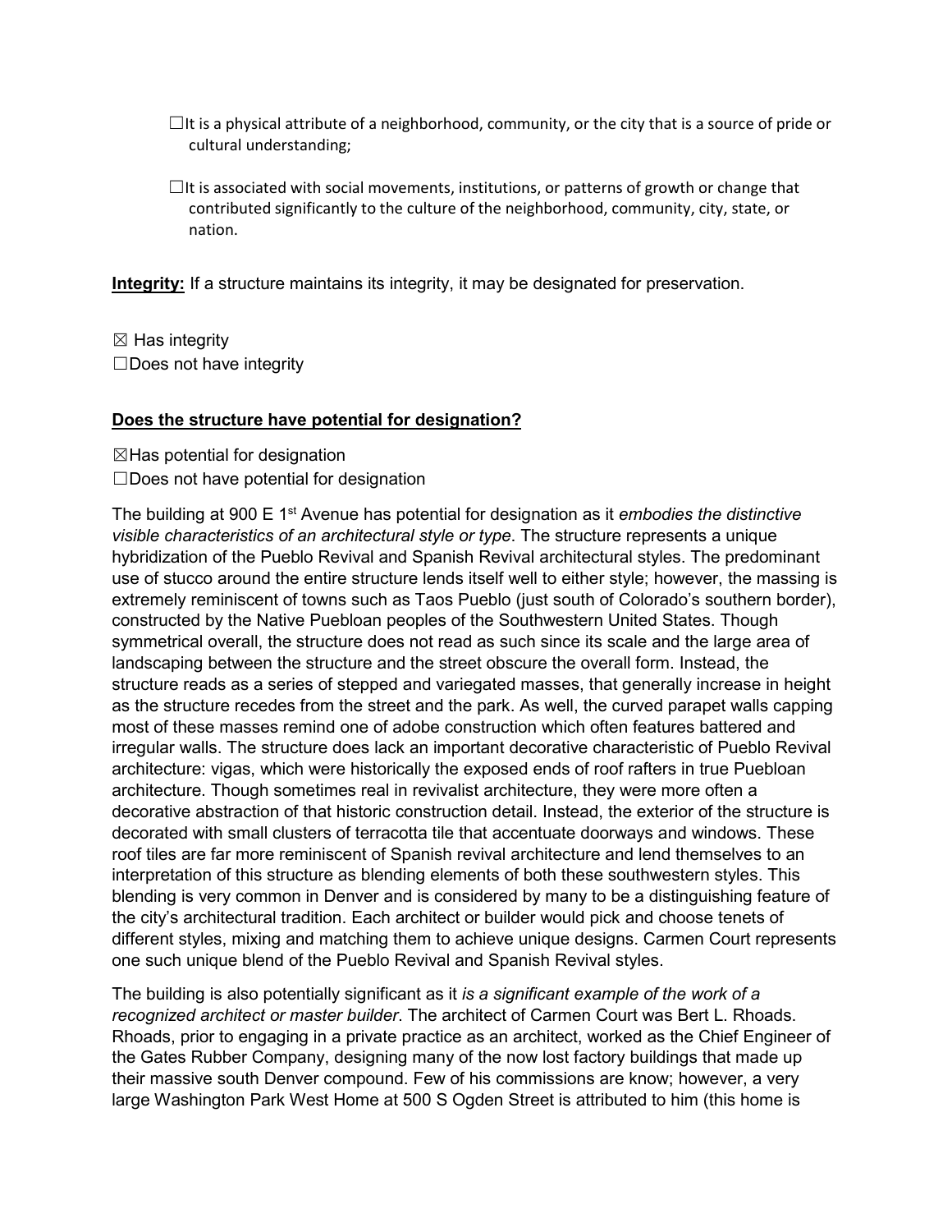☐It is a physical attribute of a neighborhood, community, or the city that is a source of pride or cultural understanding;

☐It is associated with social movements, institutions, or patterns of growth or change that contributed significantly to the culture of the neighborhood, community, city, state, or nation.

**Integrity:** If a structure maintains its integrity, it may be designated for preservation.

☒ Has integrity
☐Does not have integrity

**Does the structure have potential for designation?**

☒Has potential for designation
☐Does not have potential for designation

The building at 900 E 1st Avenue has potential for designation as it *embodies the distinctive visible characteristics of an architectural style or type*. The structure represents a unique hybridization of the Pueblo Revival and Spanish Revival architectural styles. The predominant use of stucco around the entire structure lends itself well to either style; however, the massing is extremely reminiscent of towns such as Taos Pueblo (just south of Colorado's southern border), constructed by the Native Puebloan peoples of the Southwestern United States. Though symmetrical overall, the structure does not read as such since its scale and the large area of landscaping between the structure and the street obscure the overall form. Instead, the structure reads as a series of stepped and variegated masses, that generally increase in height as the structure recedes from the street and the park. As well, the curved parapet walls capping most of these masses remind one of adobe construction which often features battered and irregular walls. The structure does lack an important decorative characteristic of Pueblo Revival architecture: vigas, which were historically the exposed ends of roof rafters in true Puebloan architecture. Though sometimes real in revivalist architecture, they were more often a decorative abstraction of that historic construction detail. Instead, the exterior of the structure is decorated with small clusters of terracotta tile that accentuate doorways and windows. These roof tiles are far more reminiscent of Spanish revival architecture and lend themselves to an interpretation of this structure as blending elements of both these southwestern styles. This blending is very common in Denver and is considered by many to be a distinguishing feature of the city's architectural tradition. Each architect or builder would pick and choose tenets of different styles, mixing and matching them to achieve unique designs. Carmen Court represents one such unique blend of the Pueblo Revival and Spanish Revival styles.

The building is also potentially significant as it *is a significant example of the work of a recognized architect or master builder*. The architect of Carmen Court was Bert L. Rhoads. Rhoads, prior to engaging in a private practice as an architect, worked as the Chief Engineer of the Gates Rubber Company, designing many of the now lost factory buildings that made up their massive south Denver compound. Few of his commissions are know; however, a very large Washington Park West Home at 500 S Ogden Street is attributed to him (this home is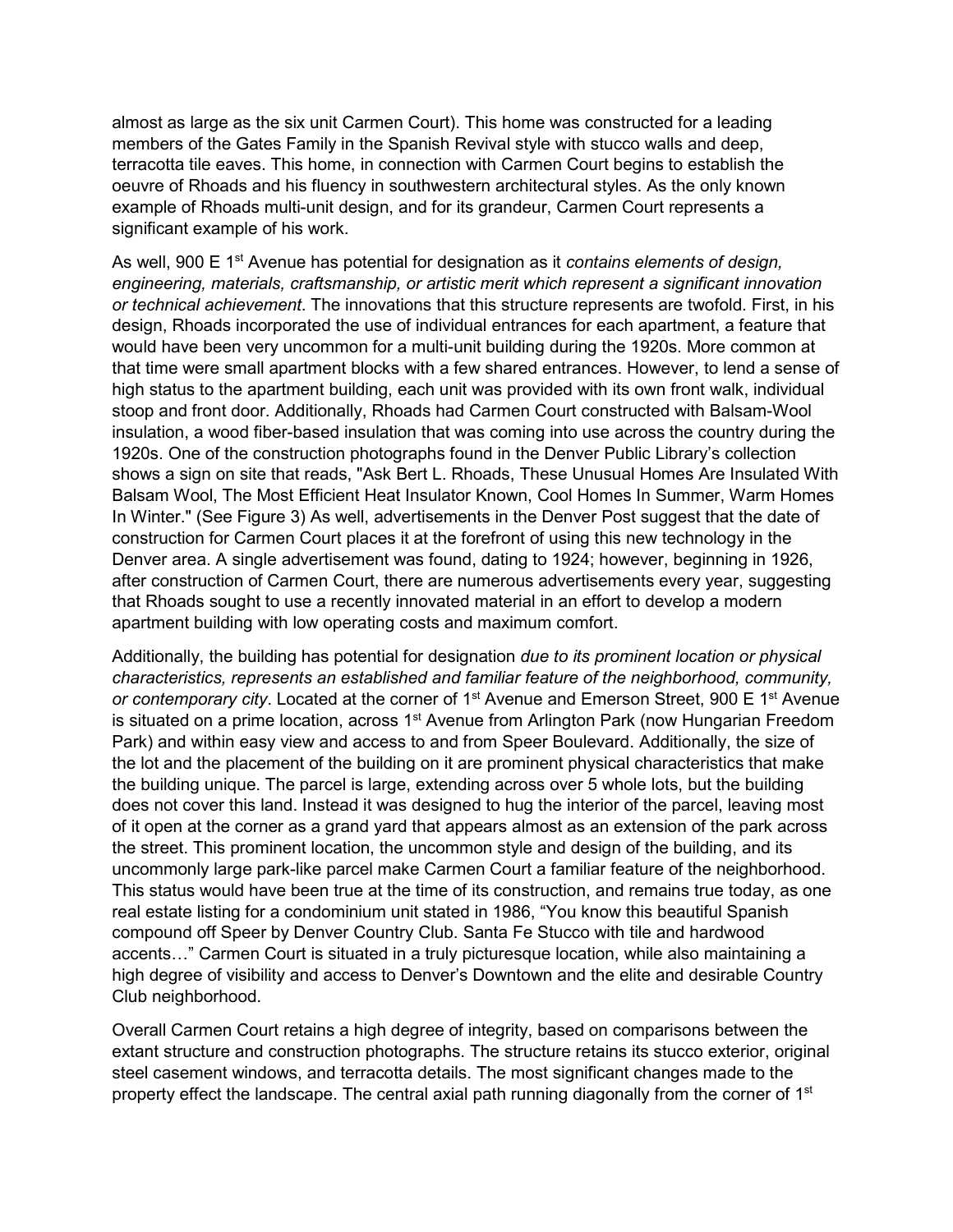almost as large as the six unit Carmen Court). This home was constructed for a leading members of the Gates Family in the Spanish Revival style with stucco walls and deep, terracotta tile eaves. This home, in connection with Carmen Court begins to establish the oeuvre of Rhoads and his fluency in southwestern architectural styles. As the only known example of Rhoads multi-unit design, and for its grandeur, Carmen Court represents a significant example of his work.

As well, 900 E 1st Avenue has potential for designation as it *contains elements of design, engineering, materials, craftsmanship, or artistic merit which represent a significant innovation or technical achievement*. The innovations that this structure represents are twofold. First, in his design, Rhoads incorporated the use of individual entrances for each apartment, a feature that would have been very uncommon for a multi-unit building during the 1920s. More common at that time were small apartment blocks with a few shared entrances. However, to lend a sense of high status to the apartment building, each unit was provided with its own front walk, individual stoop and front door. Additionally, Rhoads had Carmen Court constructed with Balsam-Wool insulation, a wood fiber-based insulation that was coming into use across the country during the 1920s. One of the construction photographs found in the Denver Public Library's collection shows a sign on site that reads, "Ask Bert L. Rhoads, These Unusual Homes Are Insulated With Balsam Wool, The Most Efficient Heat Insulator Known, Cool Homes In Summer, Warm Homes In Winter." (See Figure 3) As well, advertisements in the Denver Post suggest that the date of construction for Carmen Court places it at the forefront of using this new technology in the Denver area. A single advertisement was found, dating to 1924; however, beginning in 1926, after construction of Carmen Court, there are numerous advertisements every year, suggesting that Rhoads sought to use a recently innovated material in an effort to develop a modern apartment building with low operating costs and maximum comfort.

Additionally, the building has potential for designation *due to its prominent location or physical characteristics, represents an established and familiar feature of the neighborhood, community, or contemporary city*. Located at the corner of 1st Avenue and Emerson Street, 900 E 1st Avenue is situated on a prime location, across 1st Avenue from Arlington Park (now Hungarian Freedom Park) and within easy view and access to and from Speer Boulevard. Additionally, the size of the lot and the placement of the building on it are prominent physical characteristics that make the building unique. The parcel is large, extending across over 5 whole lots, but the building does not cover this land. Instead it was designed to hug the interior of the parcel, leaving most of it open at the corner as a grand yard that appears almost as an extension of the park across the street. This prominent location, the uncommon style and design of the building, and its uncommonly large park-like parcel make Carmen Court a familiar feature of the neighborhood. This status would have been true at the time of its construction, and remains true today, as one real estate listing for a condominium unit stated in 1986, "You know this beautiful Spanish compound off Speer by Denver Country Club. Santa Fe Stucco with tile and hardwood accents…" Carmen Court is situated in a truly picturesque location, while also maintaining a high degree of visibility and access to Denver's Downtown and the elite and desirable Country Club neighborhood.

Overall Carmen Court retains a high degree of integrity, based on comparisons between the extant structure and construction photographs. The structure retains its stucco exterior, original steel casement windows, and terracotta details. The most significant changes made to the property effect the landscape. The central axial path running diagonally from the corner of 1st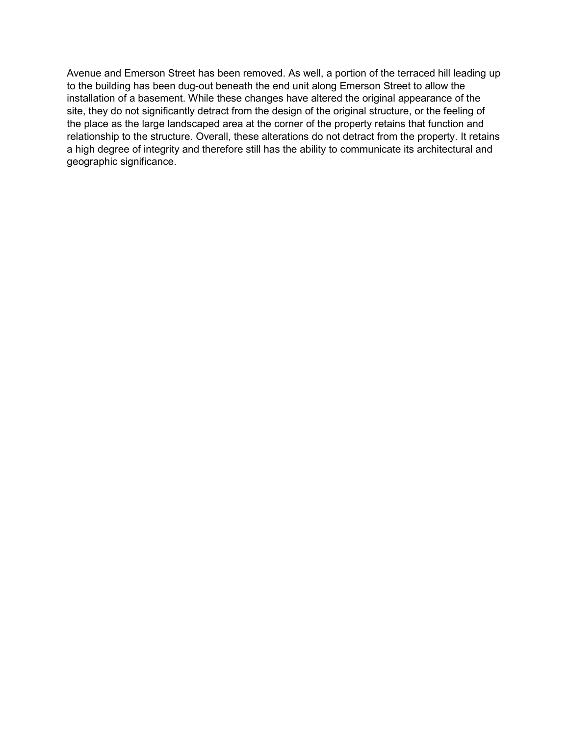Avenue and Emerson Street has been removed. As well, a portion of the terraced hill leading up to the building has been dug-out beneath the end unit along Emerson Street to allow the installation of a basement. While these changes have altered the original appearance of the site, they do not significantly detract from the design of the original structure, or the feeling of the place as the large landscaped area at the corner of the property retains that function and relationship to the structure. Overall, these alterations do not detract from the property. It retains a high degree of integrity and therefore still has the ability to communicate its architectural and geographic significance.